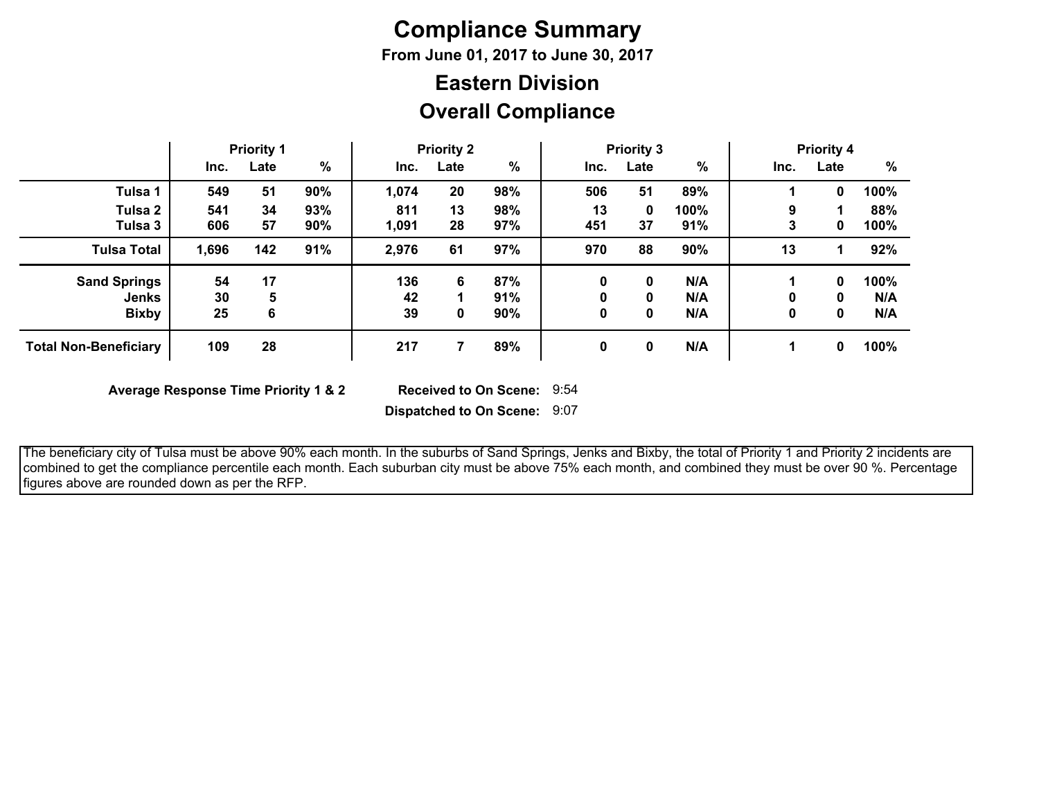# Compliance Summary

**From June 01, 2017 to June 30, 2017**

## Eastern Division

## Overall Compliance

| | Priority 1 | | | Priority 2 | | | Priority 3 | | | Priority 4 | | |
|---|---|---|---|---|---|---|---|---|---|---|---|---|
| | Inc. | Late | % | Inc. | Late | % | Inc. | Late | % | Inc. | Late | % |
| **Tulsa 1** | 549 | 51 | 90% | 1,074 | 20 | 98% | 506 | 51 | 89% | 1 | 0 | 100% |
| **Tulsa 2** | 541 | 34 | 93% | 811 | 13 | 98% | 13 | 0 | 100% | 9 | 1 | 88% |
| **Tulsa 3** | 606 | 57 | 90% | 1,091 | 28 | 97% | 451 | 37 | 91% | 3 | 0 | 100% |
| **Tulsa Total** | 1,696 | 142 | 91% | 2,976 | 61 | 97% | 970 | 88 | 90% | 13 | 1 | 92% |
| **Sand Springs** | 54 | 17 | | 136 | 6 | 87% | 0 | 0 | N/A | 1 | 0 | 100% |
| **Jenks** | 30 | 5 | | 42 | 1 | 91% | 0 | 0 | N/A | 0 | 0 | N/A |
| **Bixby** | 25 | 6 | | 39 | 0 | 90% | 0 | 0 | N/A | 0 | 0 | N/A |
| **Total Non-Beneficiary** | 109 | 28 | | 217 | 7 | 89% | 0 | 0 | N/A | 1 | 0 | 100% |

**Average Response Time Priority 1 & 2** **Received to On Scene:** 9:54

**Dispatched to On Scene:** 9:07

The beneficiary city of Tulsa must be above 90% each month. In the suburbs of Sand Springs, Jenks and Bixby, the total of Priority 1 and Priority 2 incidents are combined to get the compliance percentile each month. Each suburban city must be above 75% each month, and combined they must be over 90 %. Percentage figures above are rounded down as per the RFP.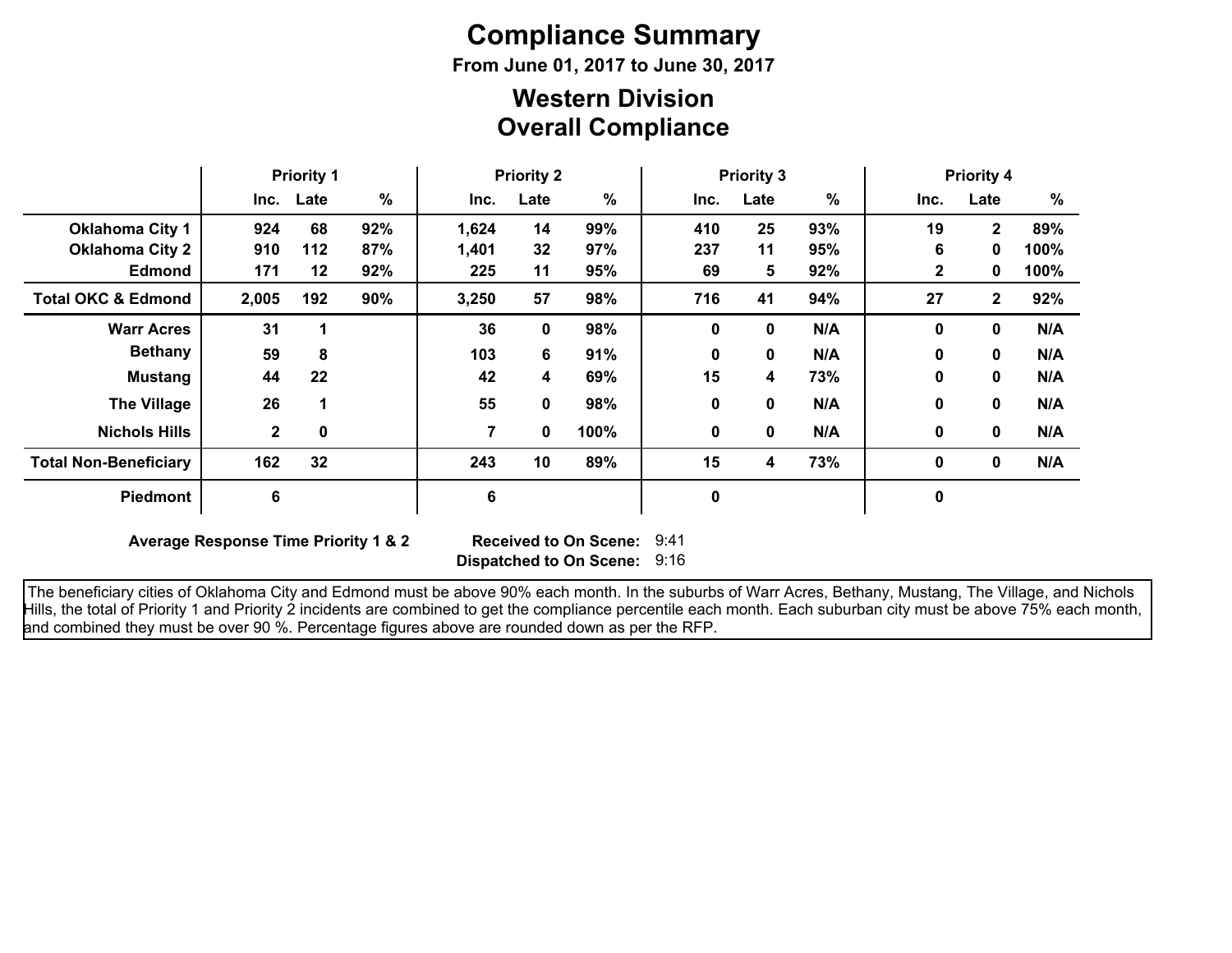# Compliance Summary

**From June 01, 2017 to June 30, 2017**

## Western Division
## Overall Compliance

| | Priority 1 | | | Priority 2 | | | Priority 3 | | | Priority 4 | | |
|---|---|---|---|---|---|---|---|---|---|---|---|---|
| | Inc. | Late | % | Inc. | Late | % | Inc. | Late | % | Inc. | Late | % |
| **Oklahoma City 1** | 924 | 68 | 92% | 1,624 | 14 | 99% | 410 | 25 | 93% | 19 | 2 | 89% |
| **Oklahoma City 2** | 910 | 112 | 87% | 1,401 | 32 | 97% | 237 | 11 | 95% | 6 | 0 | 100% |
| **Edmond** | 171 | 12 | 92% | 225 | 11 | 95% | 69 | 5 | 92% | 2 | 0 | 100% |
| **Total OKC & Edmond** | 2,005 | 192 | 90% | 3,250 | 57 | 98% | 716 | 41 | 94% | 27 | 2 | 92% |
| **Warr Acres** | 31 | 1 | | 36 | 0 | 98% | 0 | 0 | N/A | 0 | 0 | N/A |
| **Bethany** | 59 | 8 | | 103 | 6 | 91% | 0 | 0 | N/A | 0 | 0 | N/A |
| **Mustang** | 44 | 22 | | 42 | 4 | 69% | 15 | 4 | 73% | 0 | 0 | N/A |
| **The Village** | 26 | 1 | | 55 | 0 | 98% | 0 | 0 | N/A | 0 | 0 | N/A |
| **Nichols Hills** | 2 | 0 | | 7 | 0 | 100% | 0 | 0 | N/A | 0 | 0 | N/A |
| **Total Non-Beneficiary** | 162 | 32 | | 243 | 10 | 89% | 15 | 4 | 73% | 0 | 0 | N/A |
| **Piedmont** | 6 | | | 6 | | | 0 | | | 0 | | |

**Average Response Time Priority 1 & 2** **Received to On Scene:** 9:41
**Dispatched to On Scene:** 9:16

The beneficiary cities of Oklahoma City and Edmond must be above 90% each month. In the suburbs of Warr Acres, Bethany, Mustang, The Village, and Nichols Hills, the total of Priority 1 and Priority 2 incidents are combined to get the compliance percentile each month. Each suburban city must be above 75% each month, and combined they must be over 90 %. Percentage figures above are rounded down as per the RFP.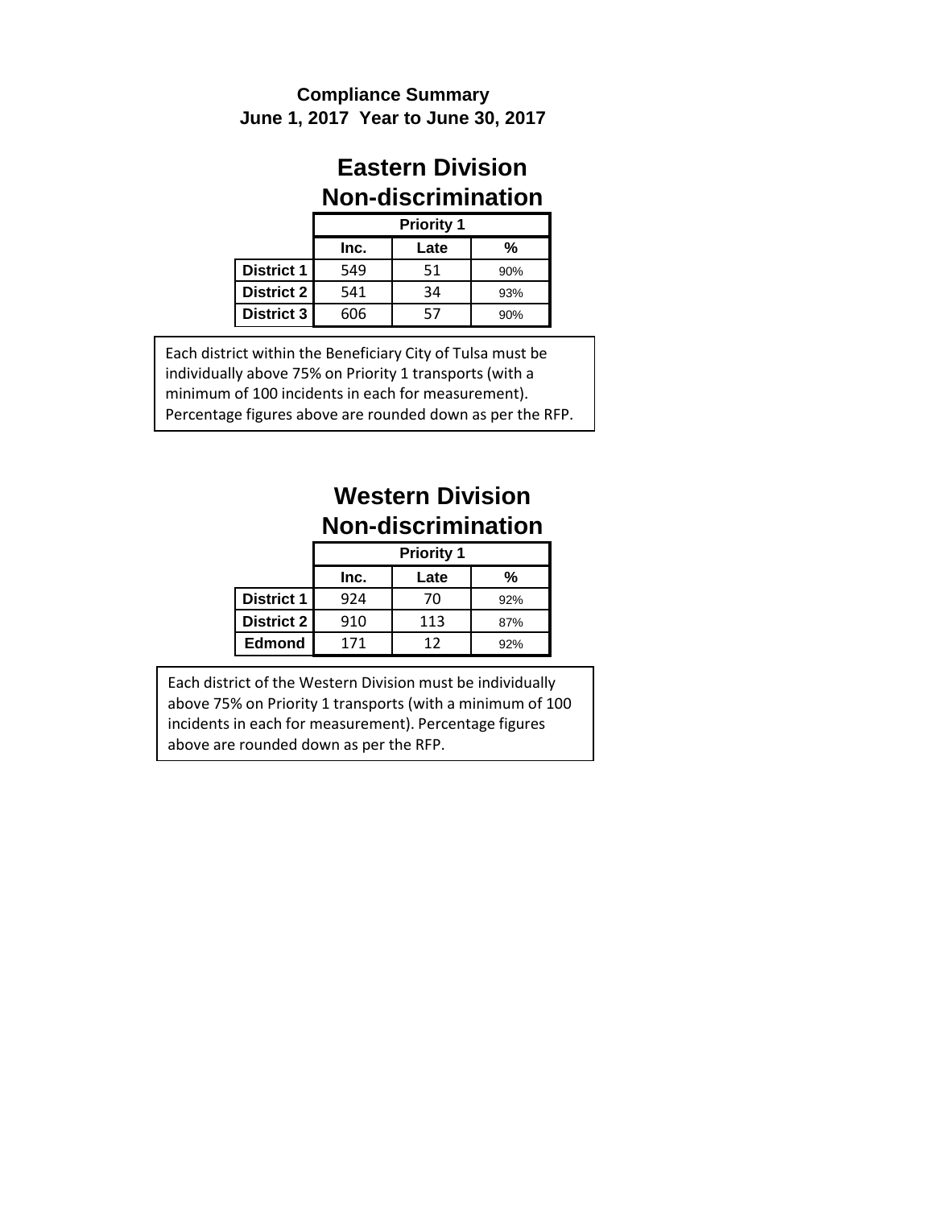**Compliance Summary**
**June 1, 2017 Year to June 30, 2017**

## Eastern Division
## Non-discrimination

| | Priority 1 | | |
|---|---|---|---|
| | Inc. | Late | % |
| **District 1** | 549 | 51 | 90% |
| **District 2** | 541 | 34 | 93% |
| **District 3** | 606 | 57 | 90% |

Each district within the Beneficiary City of Tulsa must be individually above 75% on Priority 1 transports (with a minimum of 100 incidents in each for measurement). Percentage figures above are rounded down as per the RFP.

## Western Division
## Non-discrimination

| | Priority 1 | | |
|---|---|---|---|
| | Inc. | Late | % |
| **District 1** | 924 | 70 | 92% |
| **District 2** | 910 | 113 | 87% |
| **Edmond** | 171 | 12 | 92% |

Each district of the Western Division must be individually above 75% on Priority 1 transports (with a minimum of 100 incidents in each for measurement). Percentage figures above are rounded down as per the RFP.